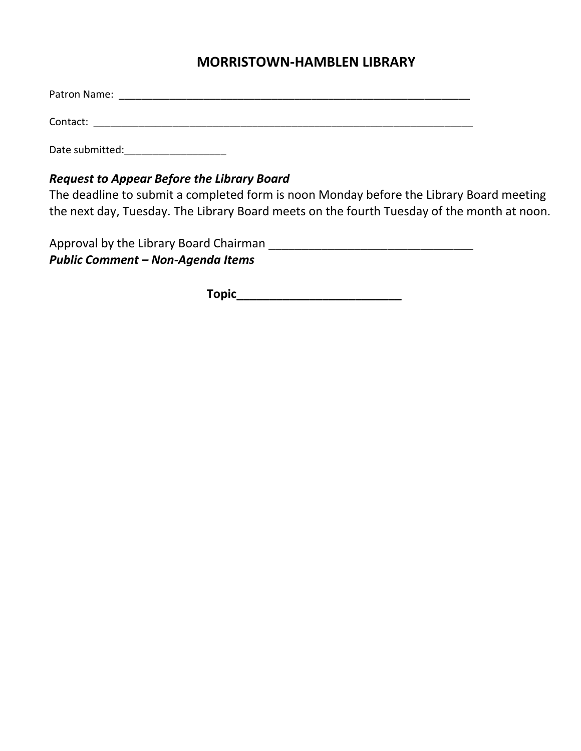# MORRISTOWN-HAMBLEN LIBRARY

Patron Name: ____________________________________________________________

Contact: ______________________________________________________________

Date submitted:_________________

***Request to Appear Before the Library Board***

The deadline to submit a completed form is noon Monday before the Library Board meeting the next day, Tuesday. The Library Board meets on the fourth Tuesday of the month at noon.

Approval by the Library Board Chairman ______________________________

***Public Comment – Non-Agenda Items***

**Topic________________________**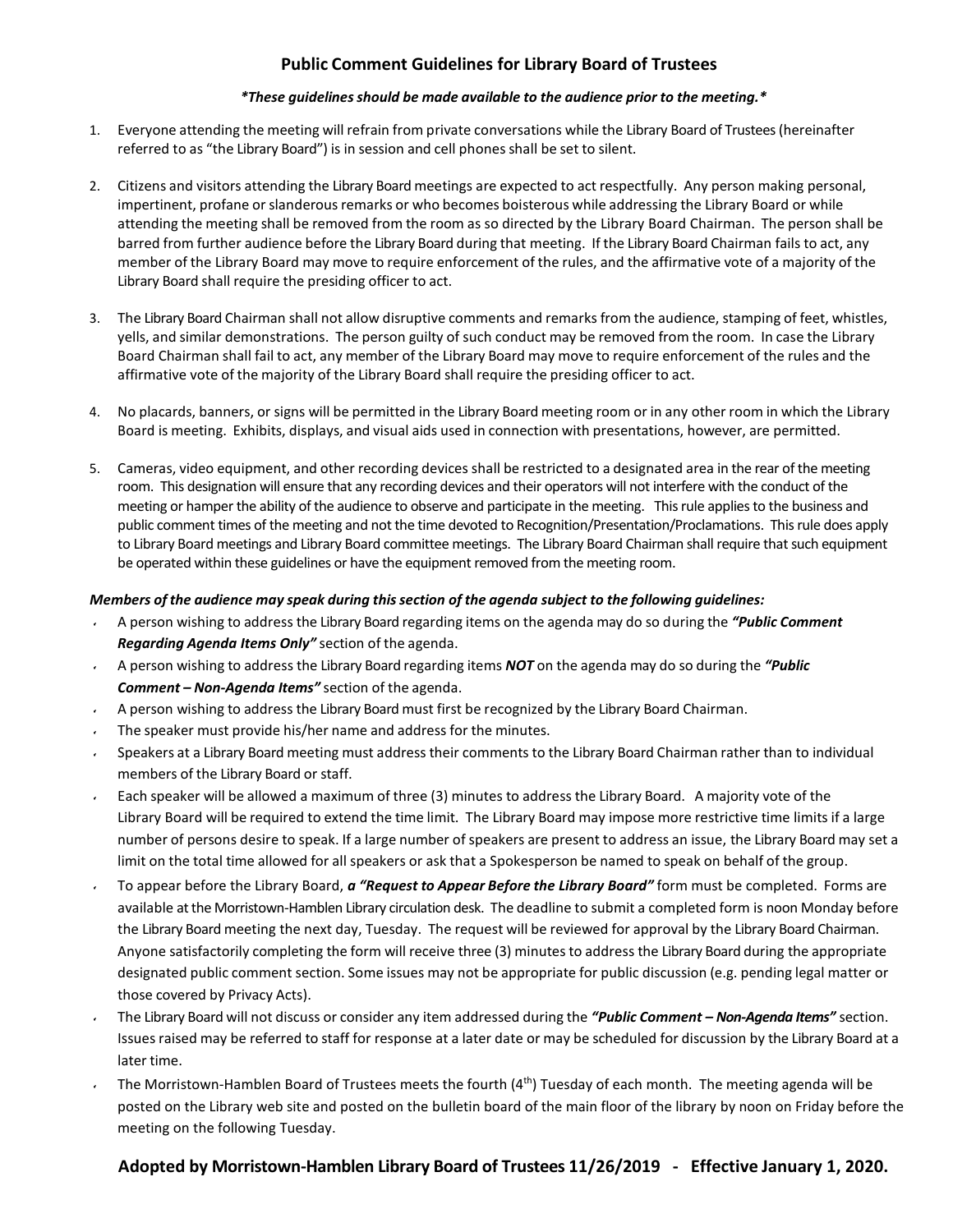## Public Comment Guidelines for Library Board of Trustees

***These guidelines should be made available to the audience prior to the meeting.***

1. Everyone attending the meeting will refrain from private conversations while the Library Board of Trustees (hereinafter referred to as "the Library Board") is in session and cell phones shall be set to silent.

2. Citizens and visitors attending the Library Board meetings are expected to act respectfully. Any person making personal, impertinent, profane or slanderous remarks or who becomes boisterous while addressing the Library Board or while attending the meeting shall be removed from the room as so directed by the Library Board Chairman. The person shall be barred from further audience before the Library Board during that meeting. If the Library Board Chairman fails to act, any member of the Library Board may move to require enforcement of the rules, and the affirmative vote of a majority of the Library Board shall require the presiding officer to act.

3. The Library Board Chairman shall not allow disruptive comments and remarks from the audience, stamping of feet, whistles, yells, and similar demonstrations. The person guilty of such conduct may be removed from the room. In case the Library Board Chairman shall fail to act, any member of the Library Board may move to require enforcement of the rules and the affirmative vote of the majority of the Library Board shall require the presiding officer to act.

4. No placards, banners, or signs will be permitted in the Library Board meeting room or in any other room in which the Library Board is meeting. Exhibits, displays, and visual aids used in connection with presentations, however, are permitted.

5. Cameras, video equipment, and other recording devices shall be restricted to a designated area in the rear of the meeting room. This designation will ensure that any recording devices and their operators will not interfere with the conduct of the meeting or hamper the ability of the audience to observe and participate in the meeting. This rule applies to the business and public comment times of the meeting and not the time devoted to Recognition/Presentation/Proclamations. This rule does apply to Library Board meetings and Library Board committee meetings. The Library Board Chairman shall require that such equipment be operated within these guidelines or have the equipment removed from the meeting room.

***Members of the audience may speak during this section of the agenda subject to the following guidelines:***

- A person wishing to address the Library Board regarding items on the agenda may do so during the ***"Public Comment Regarding Agenda Items Only"*** section of the agenda.
- A person wishing to address the Library Board regarding items ***NOT*** on the agenda may do so during the ***"Public Comment – Non-Agenda Items"*** section of the agenda.
- A person wishing to address the Library Board must first be recognized by the Library Board Chairman.
- The speaker must provide his/her name and address for the minutes.
- Speakers at a Library Board meeting must address their comments to the Library Board Chairman rather than to individual members of the Library Board or staff.
- Each speaker will be allowed a maximum of three (3) minutes to address the Library Board. A majority vote of the Library Board will be required to extend the time limit. The Library Board may impose more restrictive time limits if a large number of persons desire to speak. If a large number of speakers are present to address an issue, the Library Board may set a limit on the total time allowed for all speakers or ask that a Spokesperson be named to speak on behalf of the group.
- To appear before the Library Board, ***a "Request to Appear Before the Library Board"*** form must be completed. Forms are available at the Morristown-Hamblen Library circulation desk. The deadline to submit a completed form is noon Monday before the Library Board meeting the next day, Tuesday. The request will be reviewed for approval by the Library Board Chairman. Anyone satisfactorily completing the form will receive three (3) minutes to address the Library Board during the appropriate designated public comment section. Some issues may not be appropriate for public discussion (e.g. pending legal matter or those covered by Privacy Acts).
- The Library Board will not discuss or consider any item addressed during the ***"Public Comment – Non-Agenda Items"*** section. Issues raised may be referred to staff for response at a later date or may be scheduled for discussion by the Library Board at a later time.
- The Morristown-Hamblen Board of Trustees meets the fourth (4th) Tuesday of each month. The meeting agenda will be posted on the Library web site and posted on the bulletin board of the main floor of the library by noon on Friday before the meeting on the following Tuesday.

**Adopted by Morristown-Hamblen Library Board of Trustees 11/26/2019 - Effective January 1, 2020.**